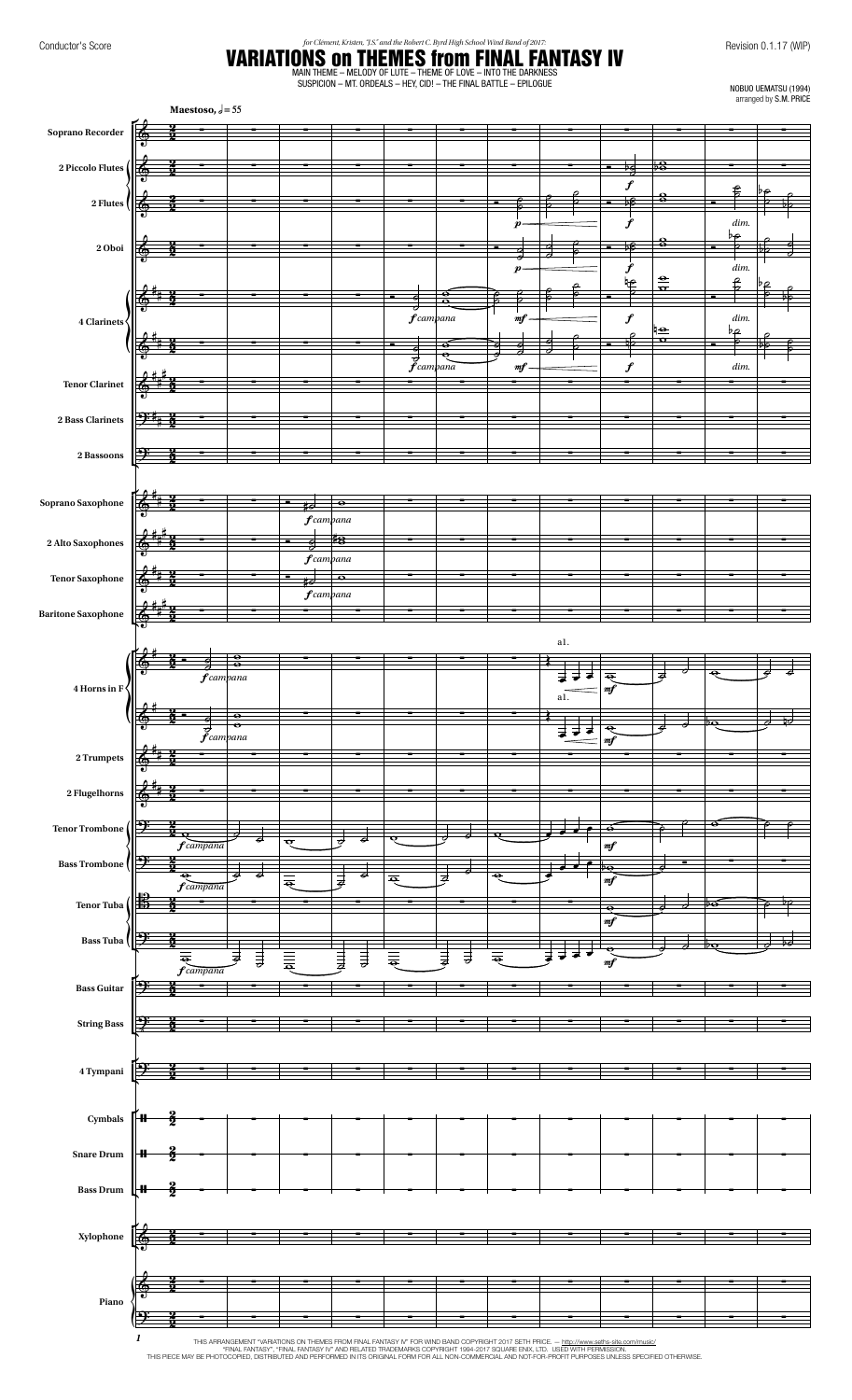Conductor's Score

*for Clément, Kristen, "J.S." and the Robert C. Byrd High School Wind Band of 2017:*

Revision 0.1.17 (WIP)

# VARIATIONS on THEMES from FINAL FANTASY IV

MAIN THEME – MELODY OF LUTE – THEME OF LOVE – INTO THE DARKNESS
SUSPICION – MT. ORDEALS – HEY, CID! – THE FINAL BATTLE – EPILOGUE

NOBUO UEMATSU (1994)
arranged by S.M. PRICE

THIS ARRANGEMENT "VARIATIONS ON THEMES FROM FINAL FANTASY IV" FOR WIND BAND COPYRIGHT 2017 SETH PRICE. — http://www.seths-site.com/music/
"FINAL FANTASY", "FINAL FANTASY IV" AND RELATED TRADEMARKS COPYRIGHT 1994-2017 SQUARE ENIX, LTD. USED WITH PERMISSION.
THIS PIECE MAY BE PHOTOCOPIED, DISTRIBUTED AND PERFORMED IN ITS ORIGINAL FORM FOR ALL NON-COMMERCIAL AND NOT-FOR-PROFIT PURPOSES UNLESS SPECIFIED OTHERWISE.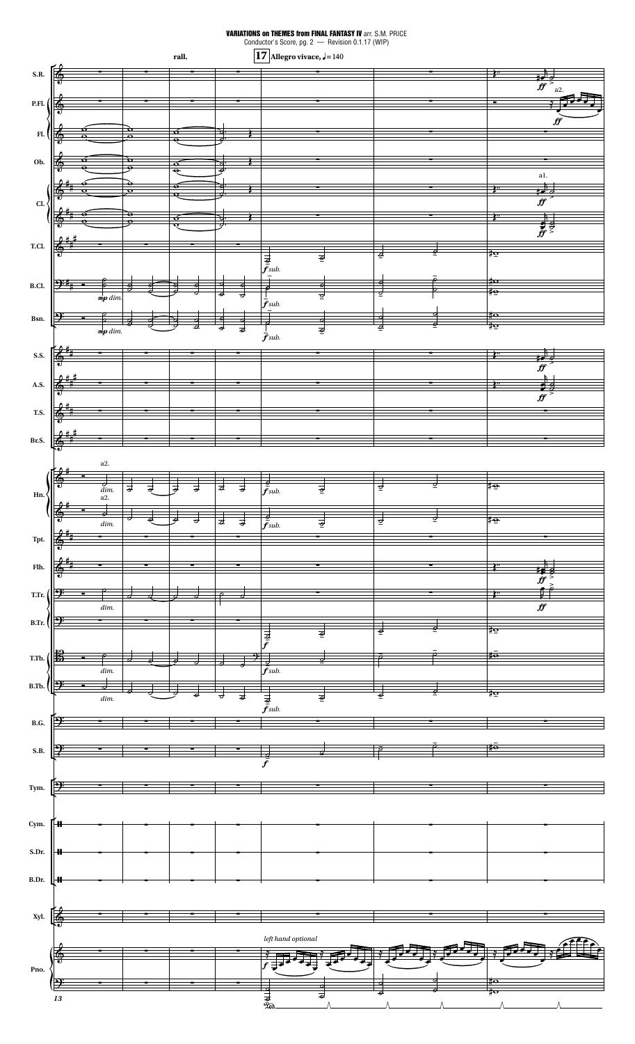rall.

**17** **Allegro vivace,** ♩ = 140

S.R.

P.Fl. — a2. *ff*

Fl.

Ob.

Cl. — a1. *ff*

T.Cl. — *f sub.*

B.Cl. — *mp dim.* — *f sub.*

Bsn. — *mp dim.* — *f sub.*

S.S. — *ff*

A.S. — *ff*

T.S.

Br.S.

Hn. — a2. *dim.* — *f sub.*

Tpt.

Flh. — *ff*

T.Tr. — *dim.* — *ff*

B.Tr. — *f*

T.Tb. — *dim.* — *f sub.*

B.Tb. — *dim.* — *f sub.*

B.G.

S.B. — *f*

Tym.

Cym.

S.Dr.

B.Dr.

Xyl.

Pno. — *left hand optional* — *f* — Ped.

13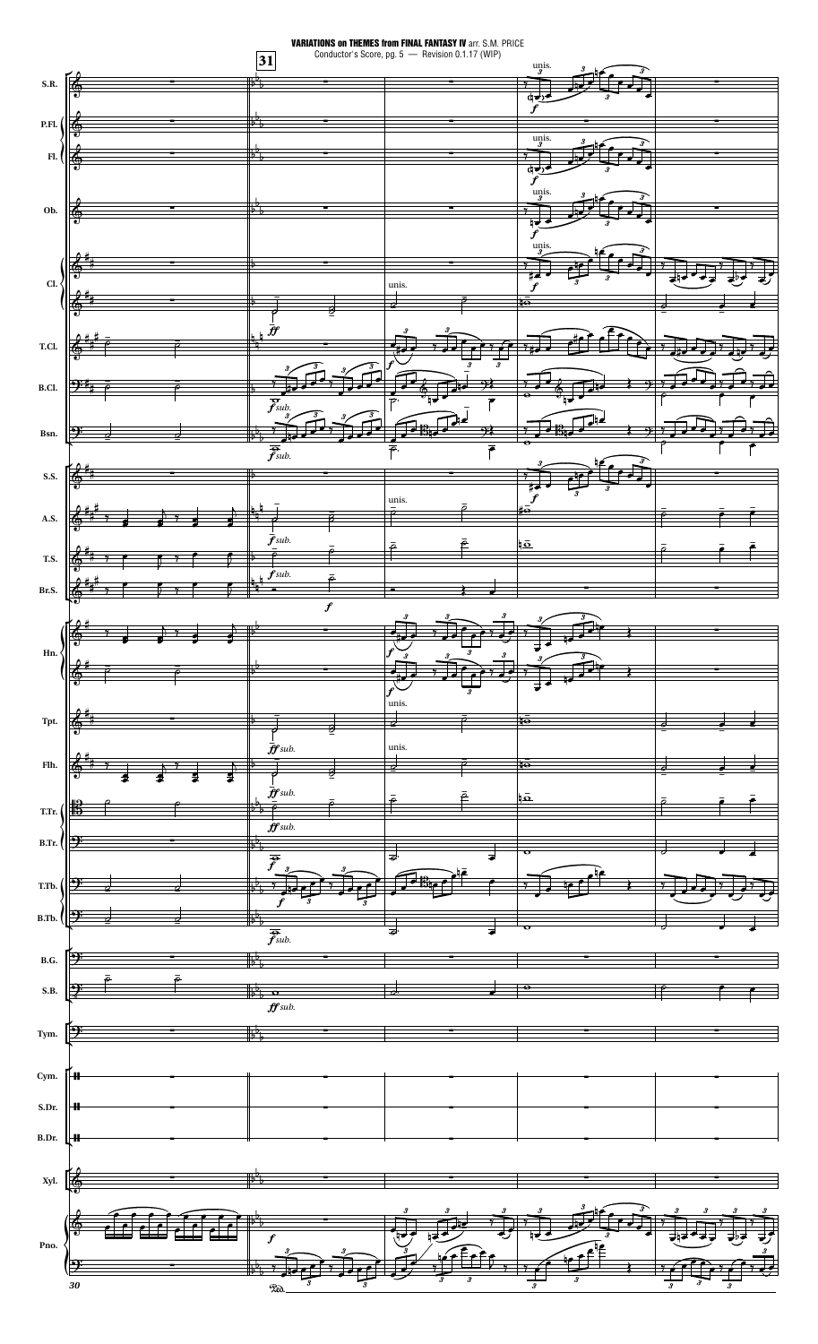**VARIATIONS on THEMES from FINAL FANTASY IV** arr. S.M. PRICE

Conductor's Score, pg. 5 — Revision 0.1.17 (WIP)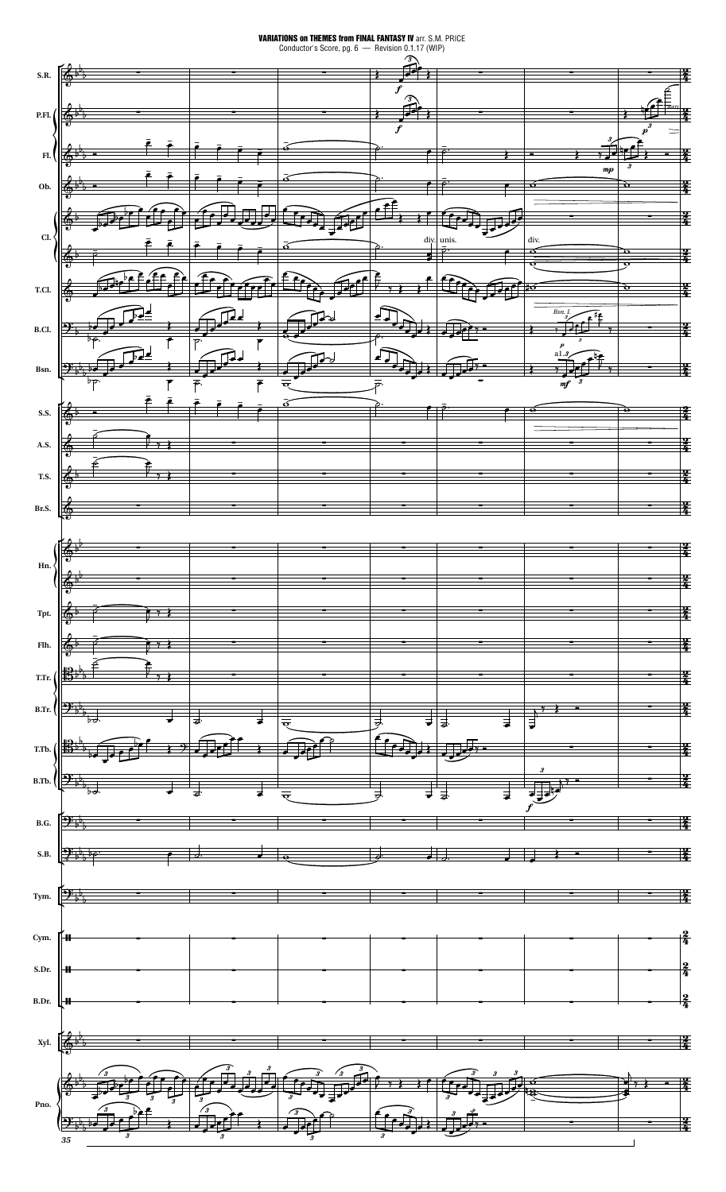**VARIATIONS on THEMES from FINAL FANTASY IV** arr. S.M. PRICE
Conductor's Score, pg. 6 — Revision 0.1.17 (WIP)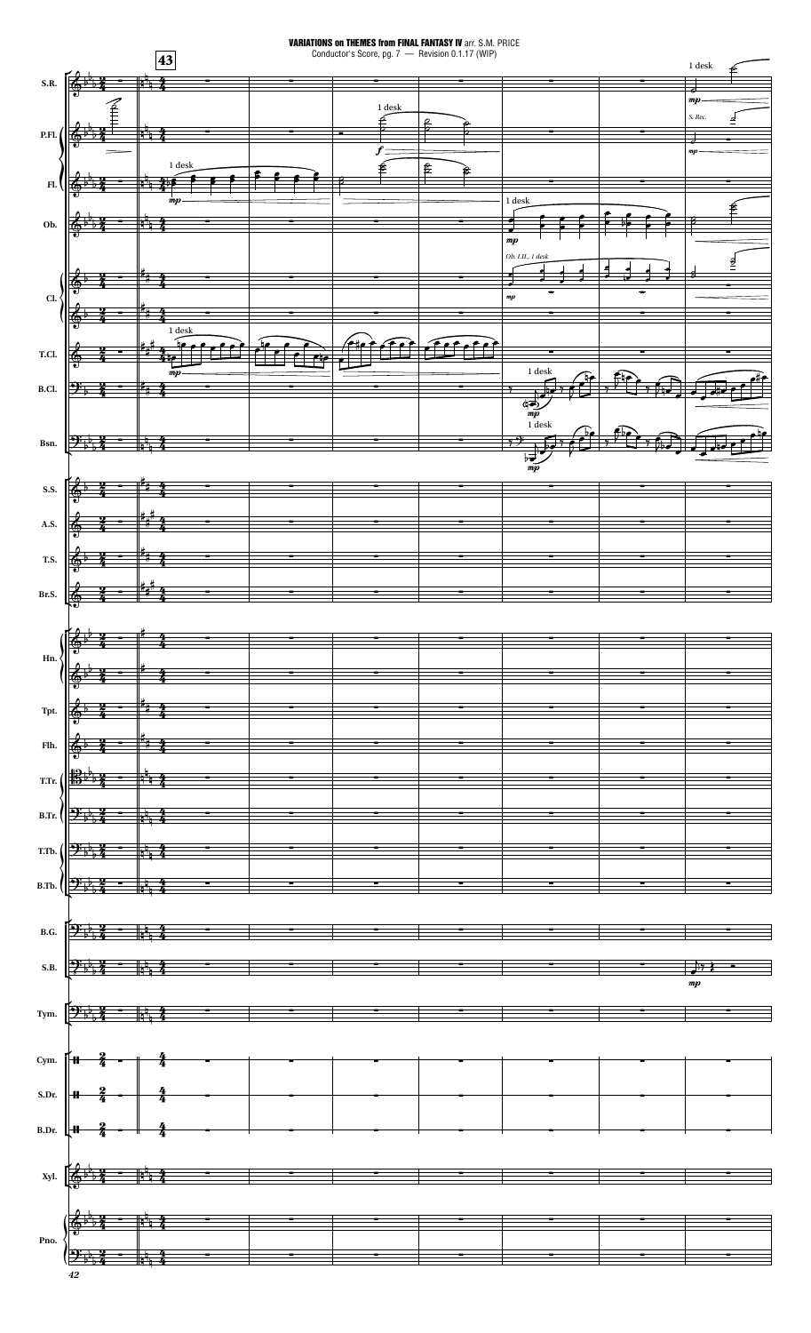VARIATIONS on THEMES from FINAL FANTASY IV arr. S.M. PRICE
Conductor's Score, pg. 7 — Revision 0.1.17 (WIP)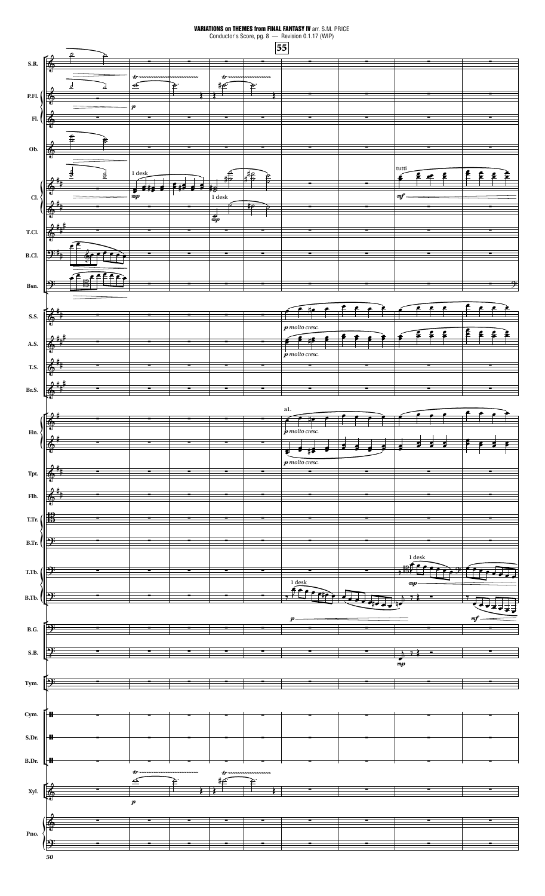**VARIATIONS on THEMES from FINAL FANTASY IV** arr. S.M. PRICE

Conductor's Score, pg. 8 — Revision 0.1.17 (WIP)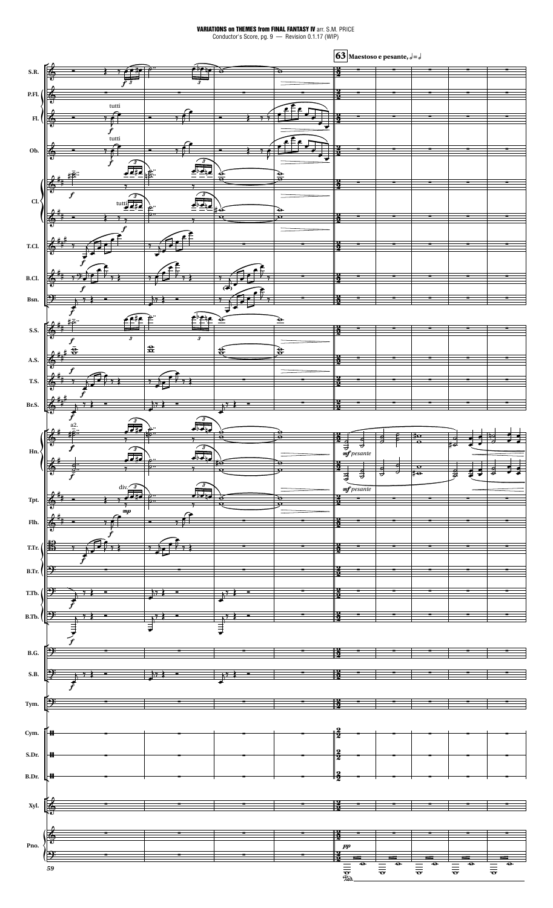**VARIATIONS on THEMES from FINAL FANTASY IV** arr. S.M. PRICE
Conductor's Score, pg. 9 — Revision 0.1.17 (WIP)

**63** **Maestoso e pesante,** ♩=♩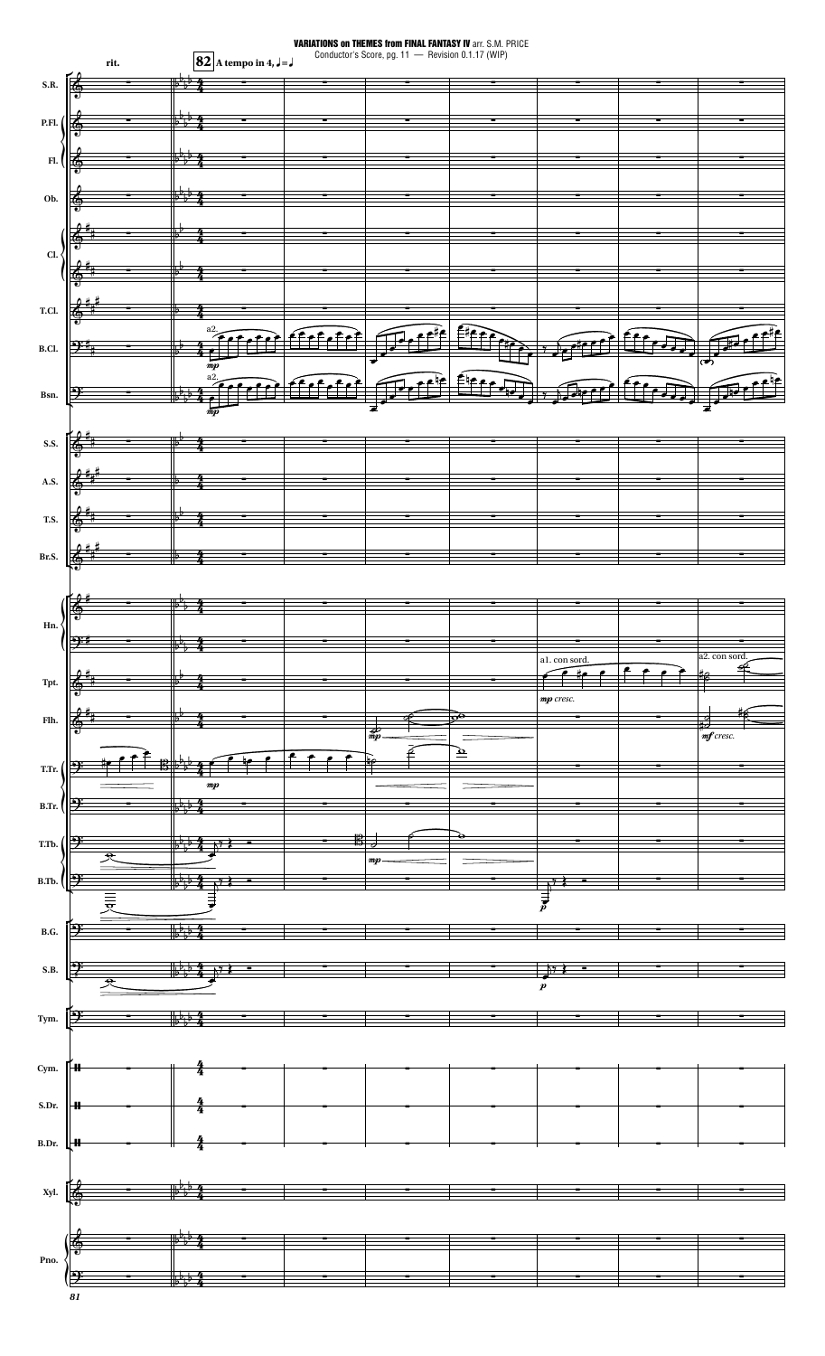**VARIATIONS on THEMES from FINAL FANTASY IV** arr. S.M. PRICE

Conductor's Score, pg. 11 — Revision 0.1.17 (WIP)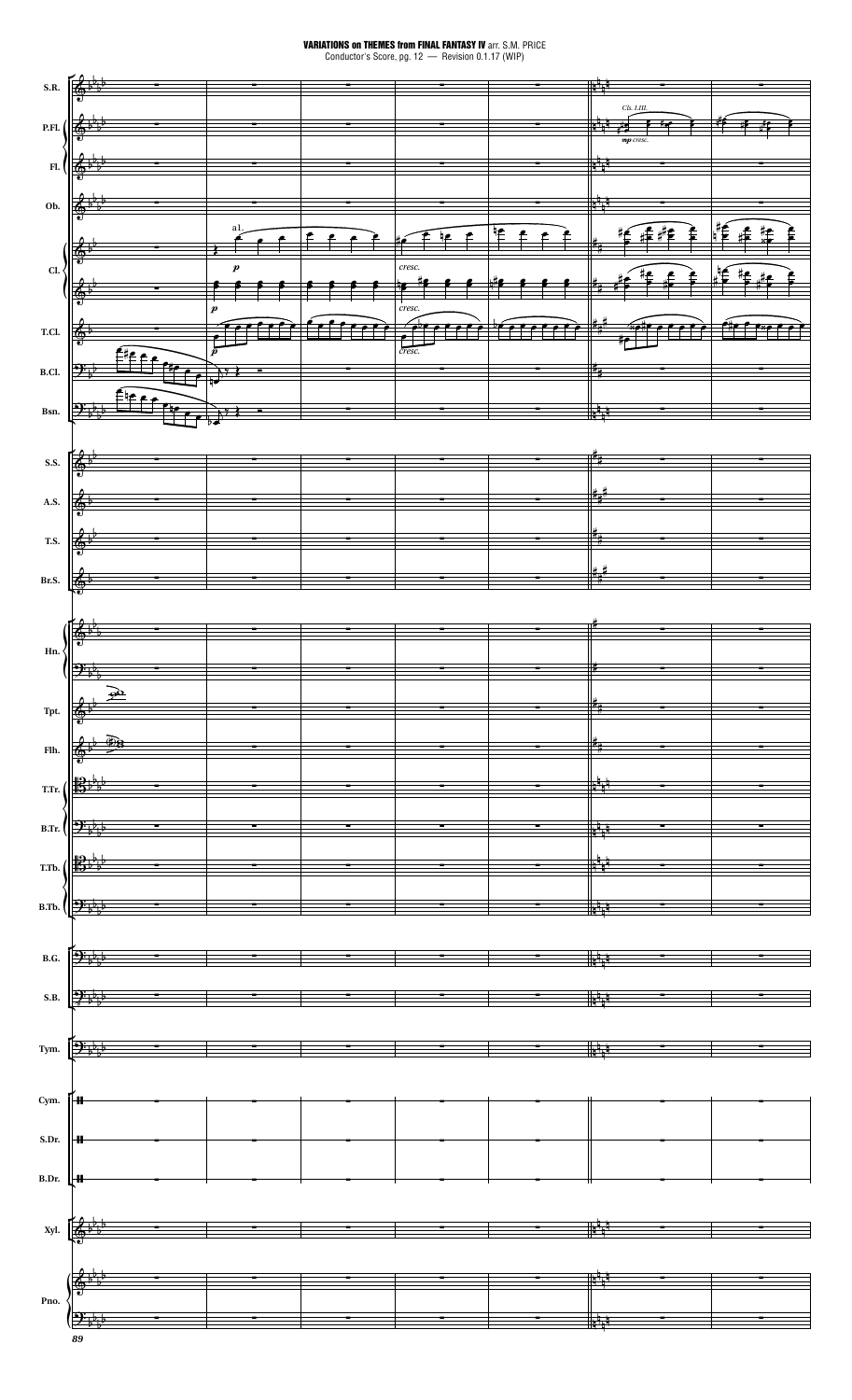**VARIATIONS on THEMES from FINAL FANTASY IV** arr. S.M. PRICE

Conductor's Score, pg. 12 — Revision 0.1.17 (WIP)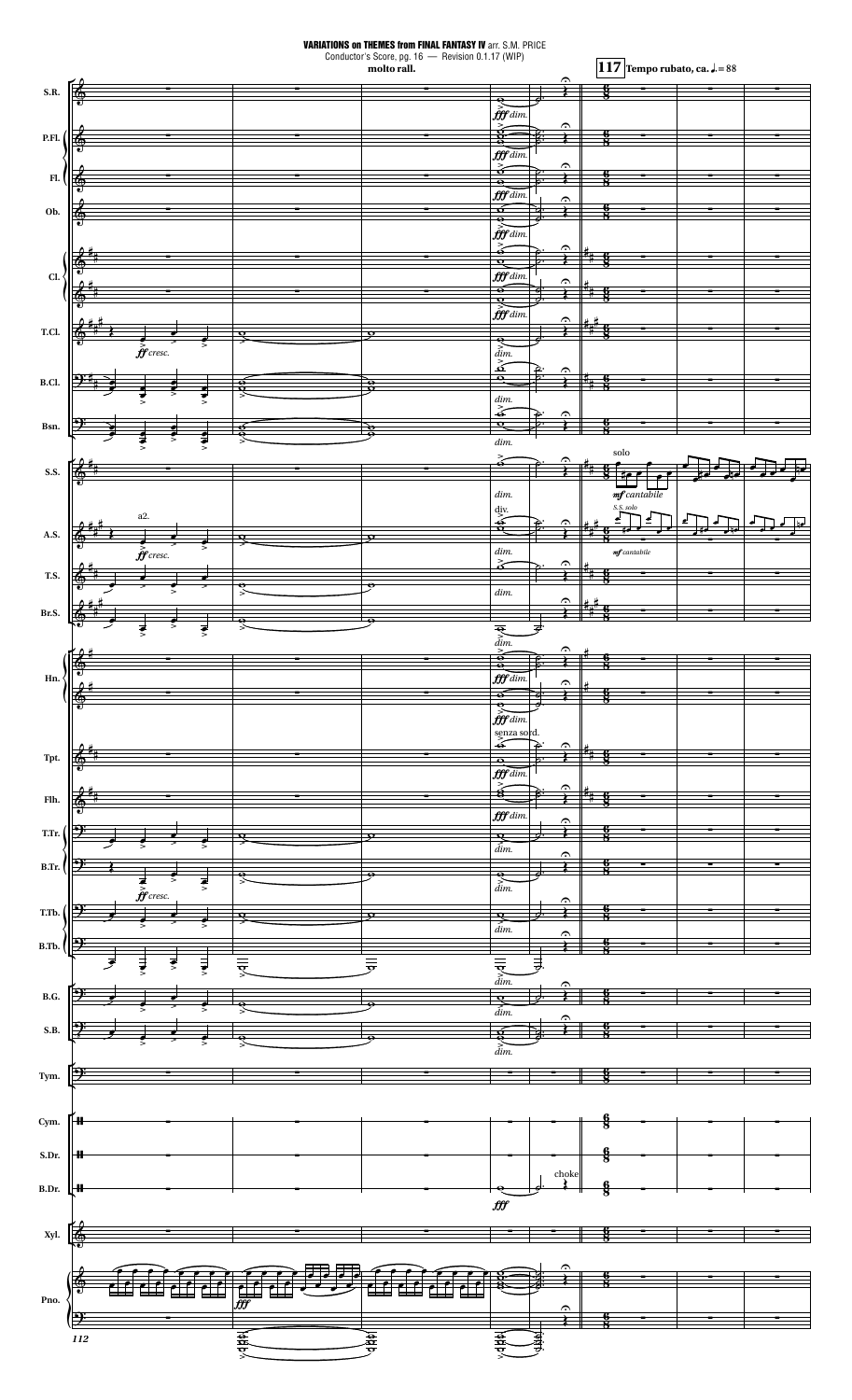**VARIATIONS on THEMES from FINAL FANTASY IV** arr. S.M. PRICE

Conductor's Score, pg. 16 — Revision 0.1.17 (WIP)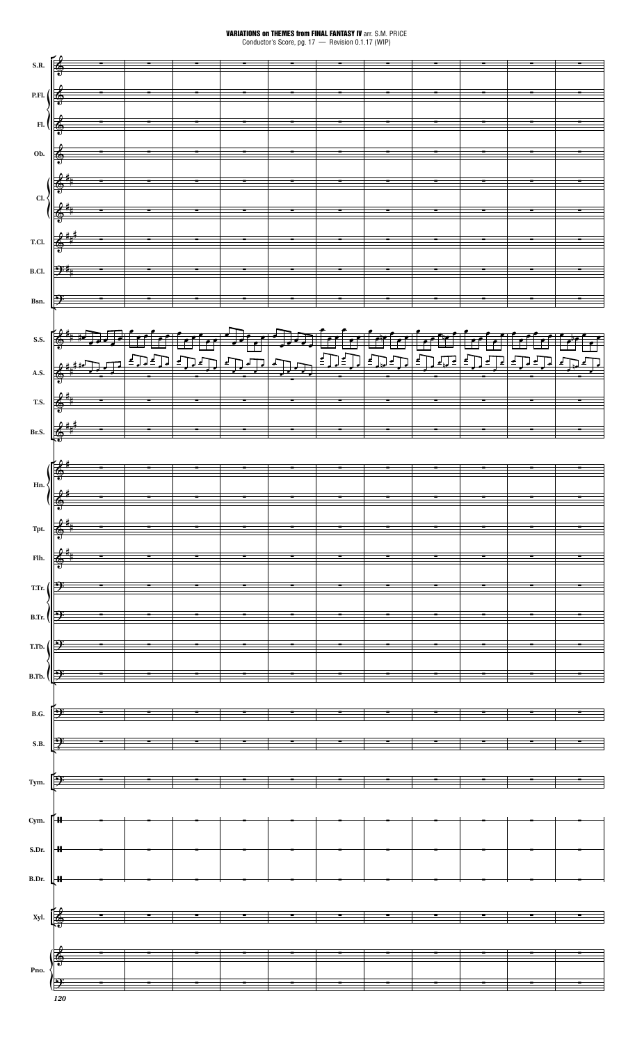**VARIATIONS on THEMES from FINAL FANTASY IV** arr. S.M. PRICE

Conductor's Score, pg. 17 — Revision 0.1.17 (WIP)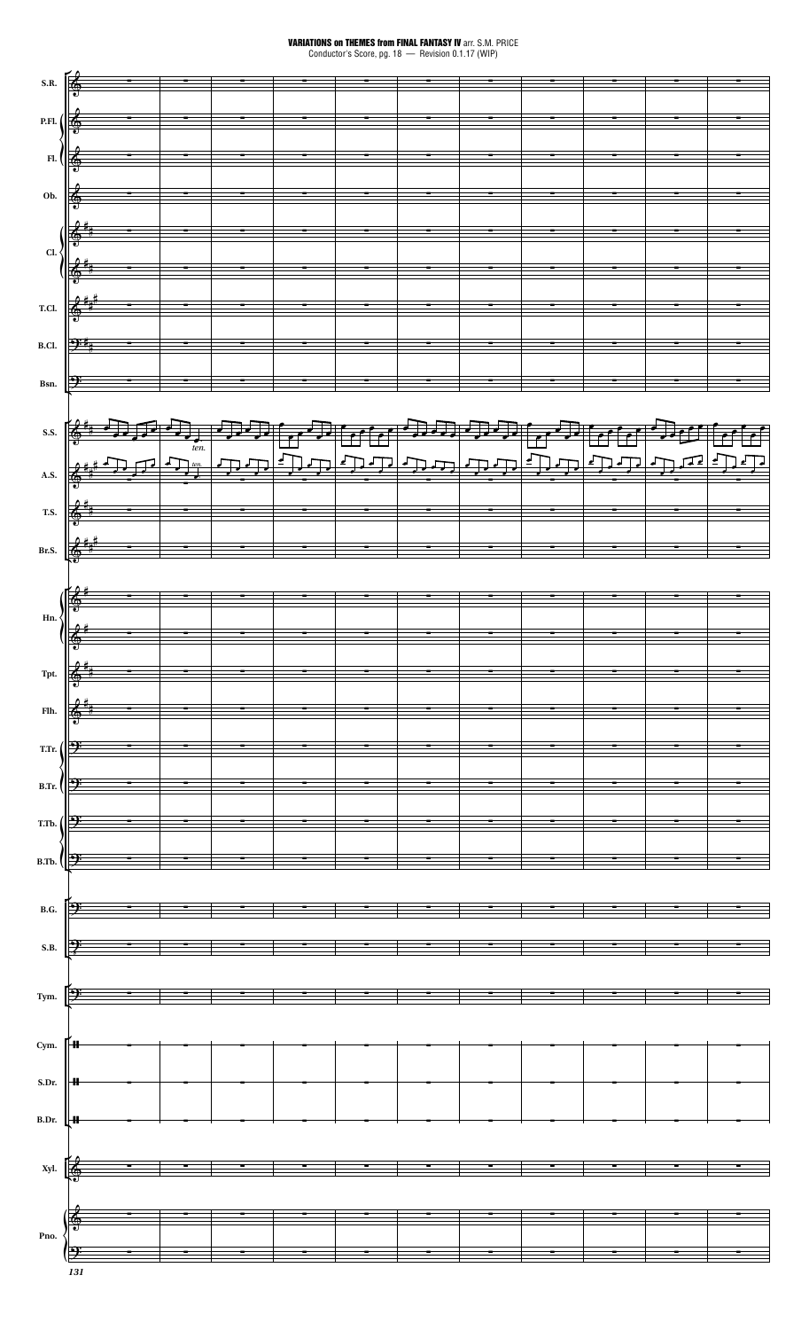**VARIATIONS on THEMES from FINAL FANTASY IV** arr. S.M. PRICE

Conductor's Score, pg. 18 — Revision 0.1.17 (WIP)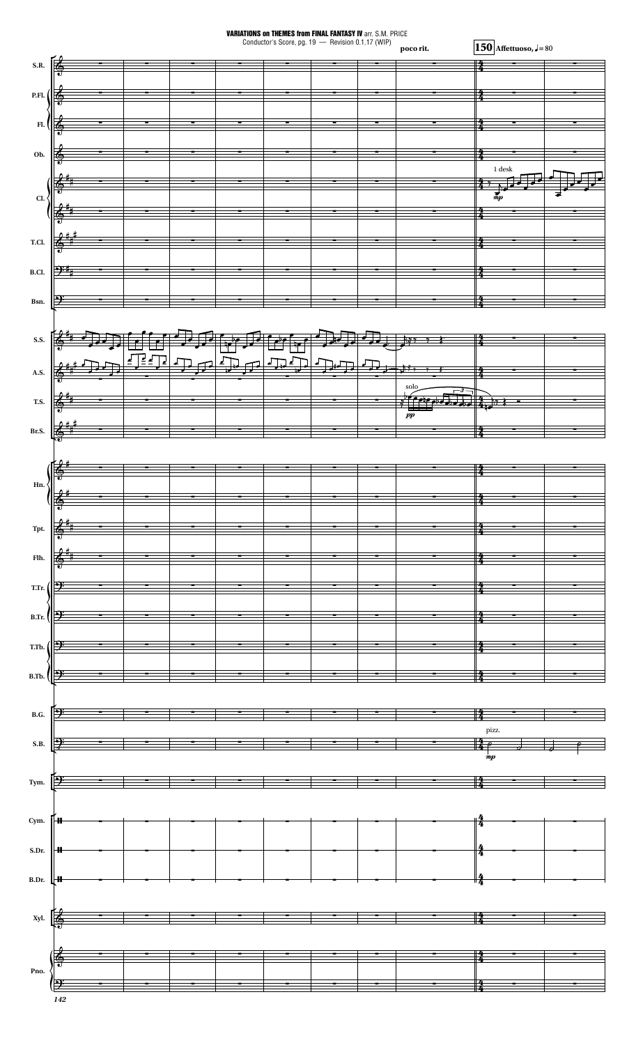**poco rit.**

**150** **Affettuoso,** ♩= 80

S.R.
P.Fl.
Fl.
Ob.
Cl. — 1 desk — *mp*
T.Cl.
B.Cl.
Bsn.
S.S.
A.S.
T.S. — solo — *pp*
Br.S.
Hn.
Tpt.
Flh.
T.Tr.
B.Tr.
T.Tb.
B.Tb.
B.G.
S.B. — pizz. — *mp*
Tym.
Cym.
S.Dr.
B.Dr.
Xyl.
Pno.

142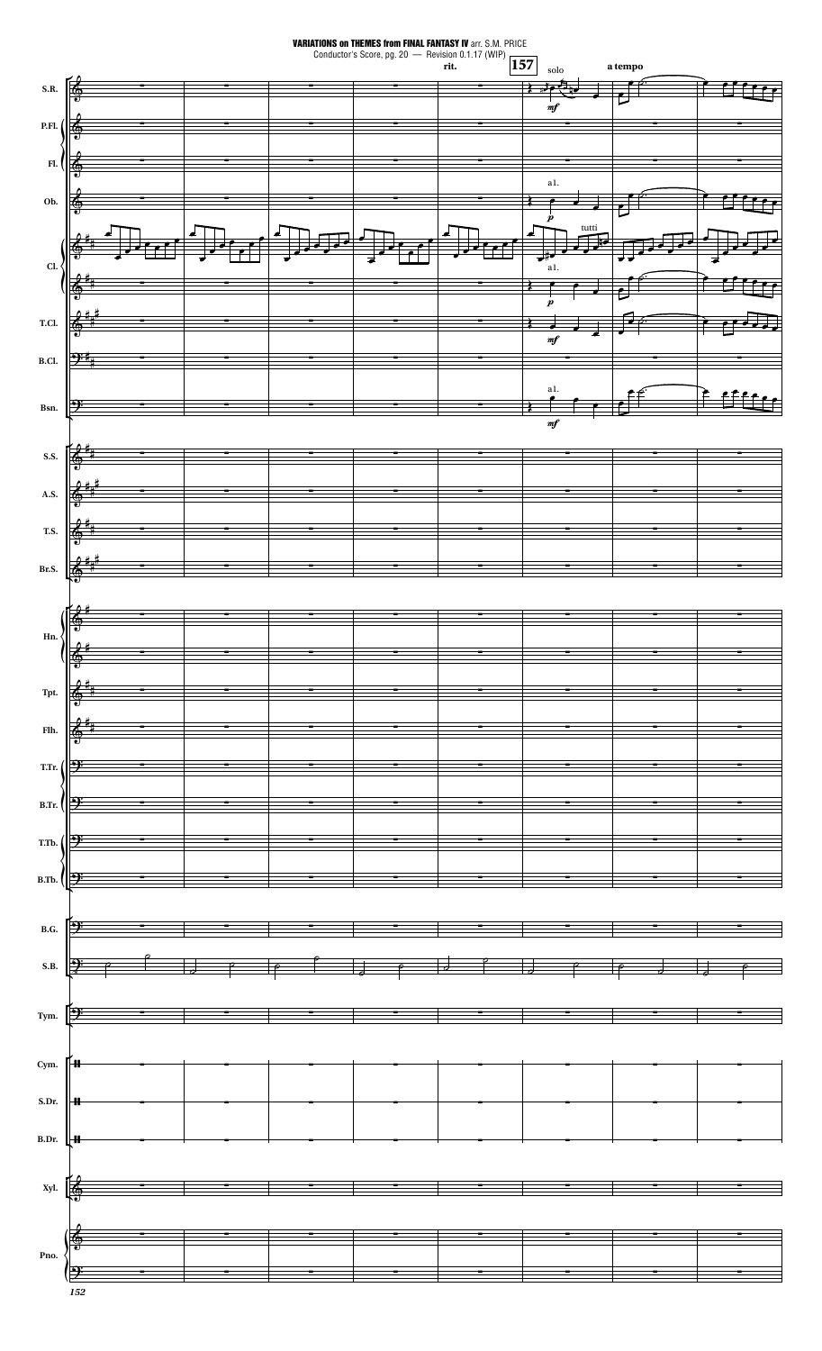**VARIATIONS on THEMES from FINAL FANTASY IV** arr. S.M. PRICE

Conductor's Score, pg. 20 — Revision 0.1.17 (WIP)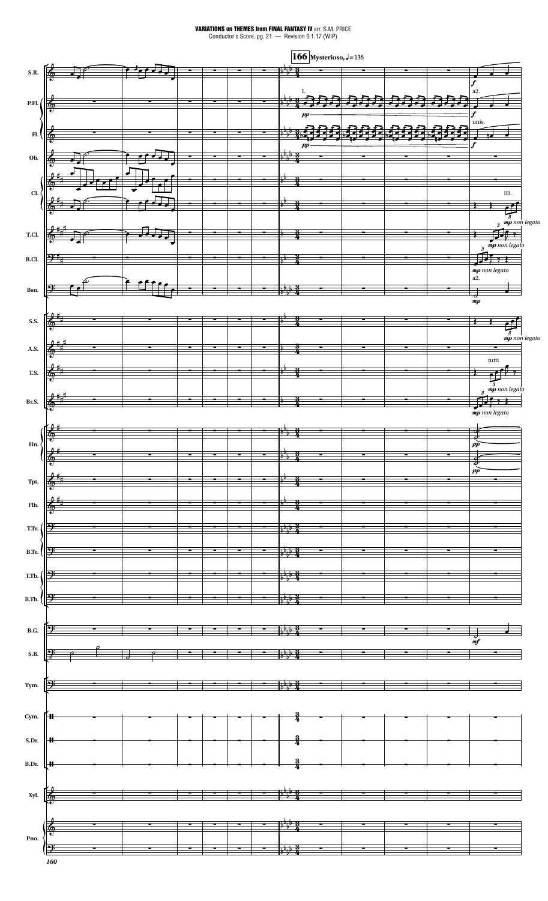**166** **Mysterioso,** ♩ = 136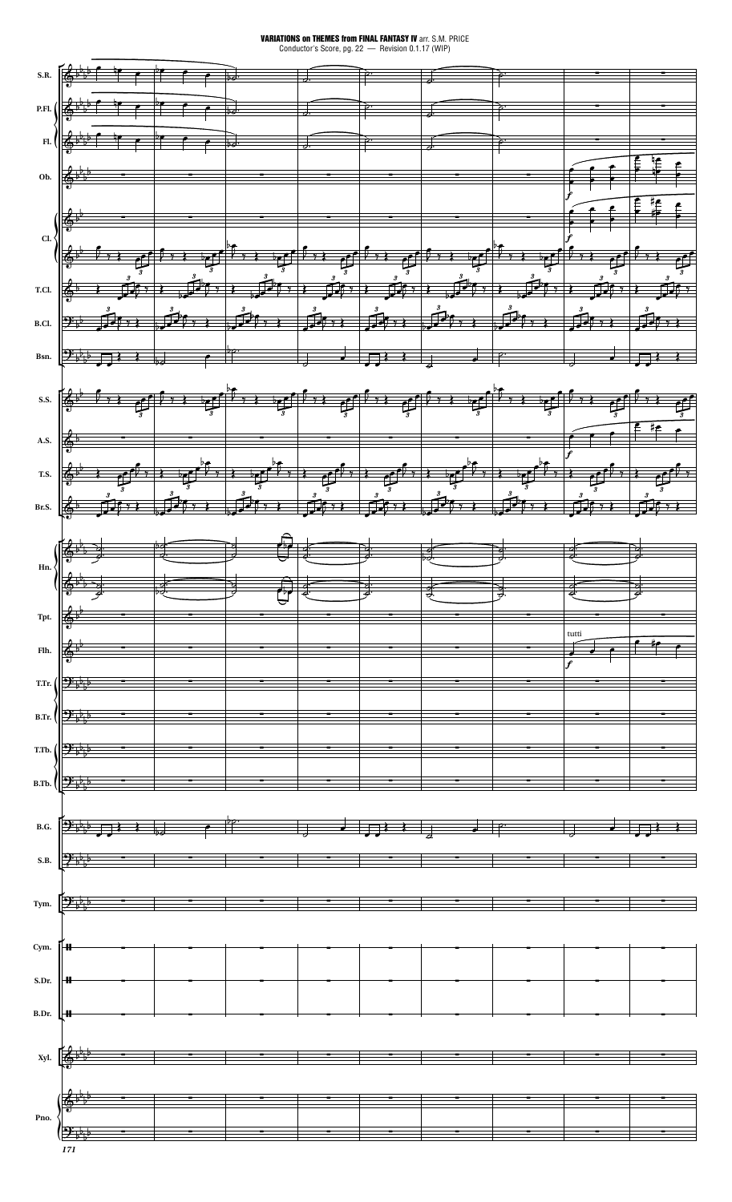S.R.
P.Fl.
Fl.
Ob.
Cl.
T.Cl.
B.Cl.
Bsn.
S.S.
A.S.
T.S.
Br.S.
Hn.
Tpt.
Flh.
T.Tr.
B.Tr.
T.Tb.
B.Tb.
B.G.
S.B.
Tym.
Cym.
S.Dr.
B.Dr.
Xyl.
Pno.

*f*

tutti

171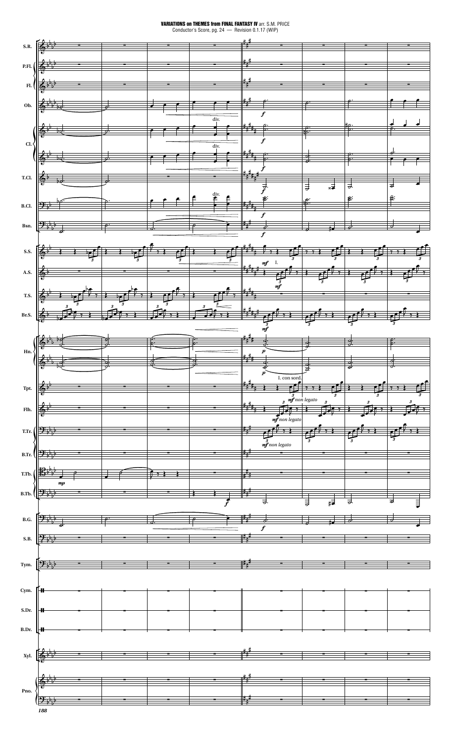**VARIATIONS on THEMES from FINAL FANTASY IV** arr. S.M. PRICE

Conductor's Score, pg. 24 — Revision 0.1.17 (WIP)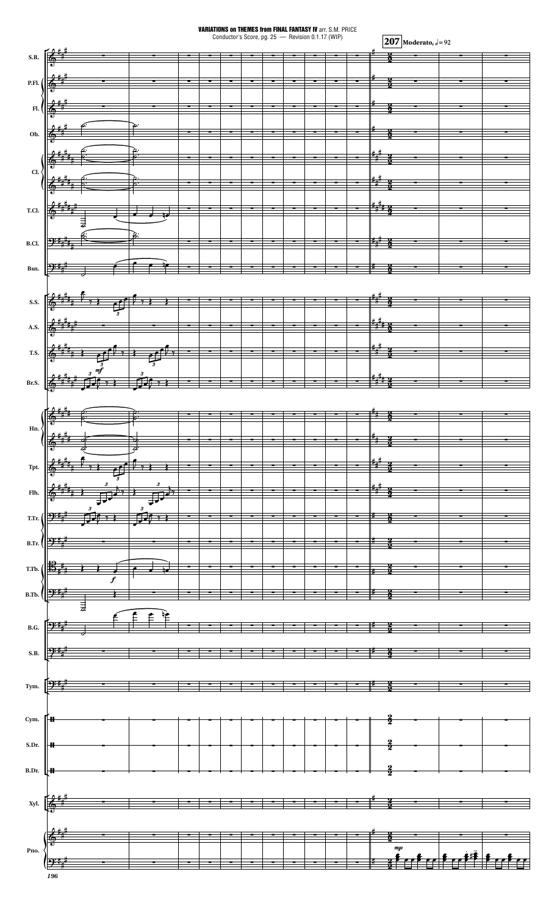**VARIATIONS on THEMES from FINAL FANTASY IV** arr. S.M. PRICE

Conductor's Score, pg. 25 — Revision 0.1.17 (WIP)

**207** **Moderato,** ♩= 92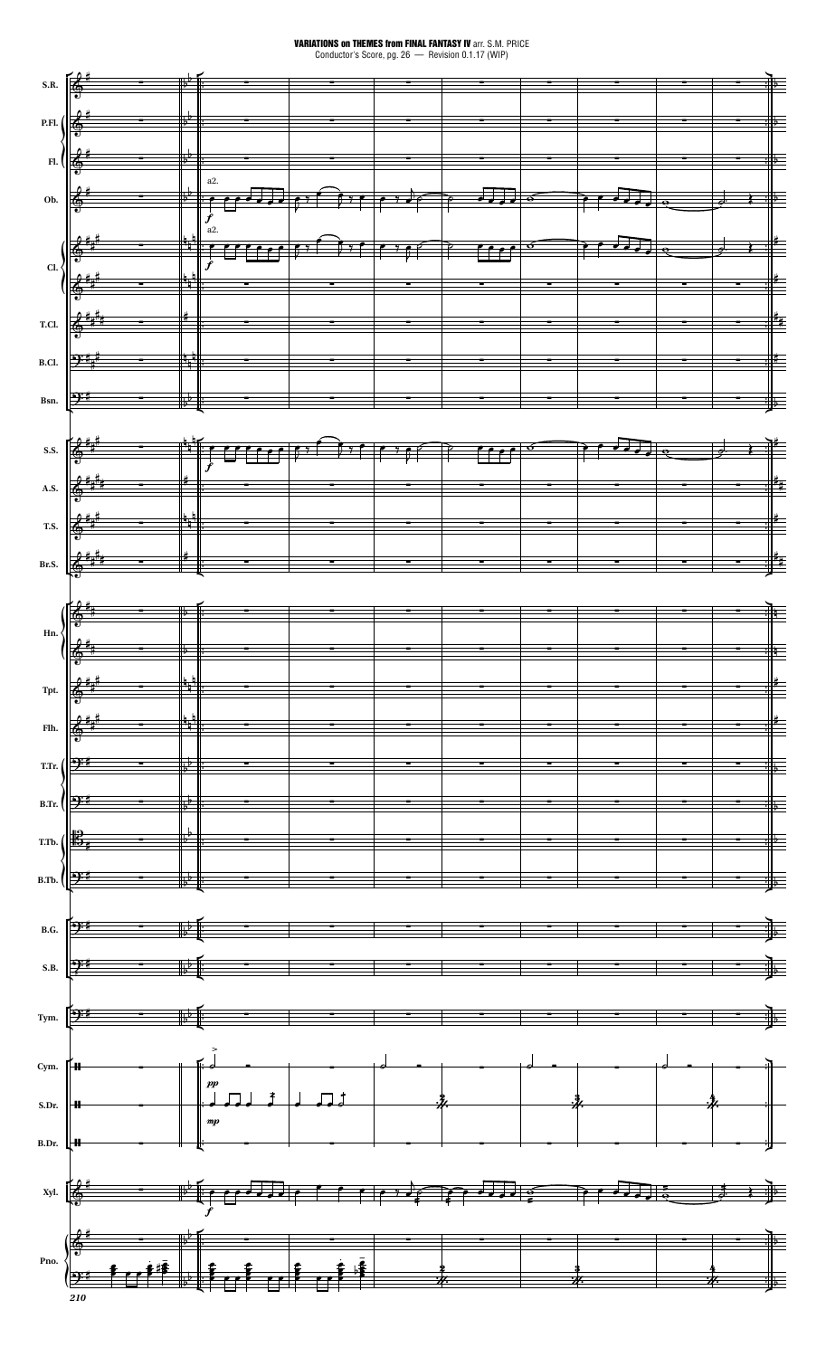VARIATIONS on THEMES from FINAL FANTASY IV arr. S.M. PRICE
Conductor's Score, pg. 26 — Revision 0.1.17 (WIP)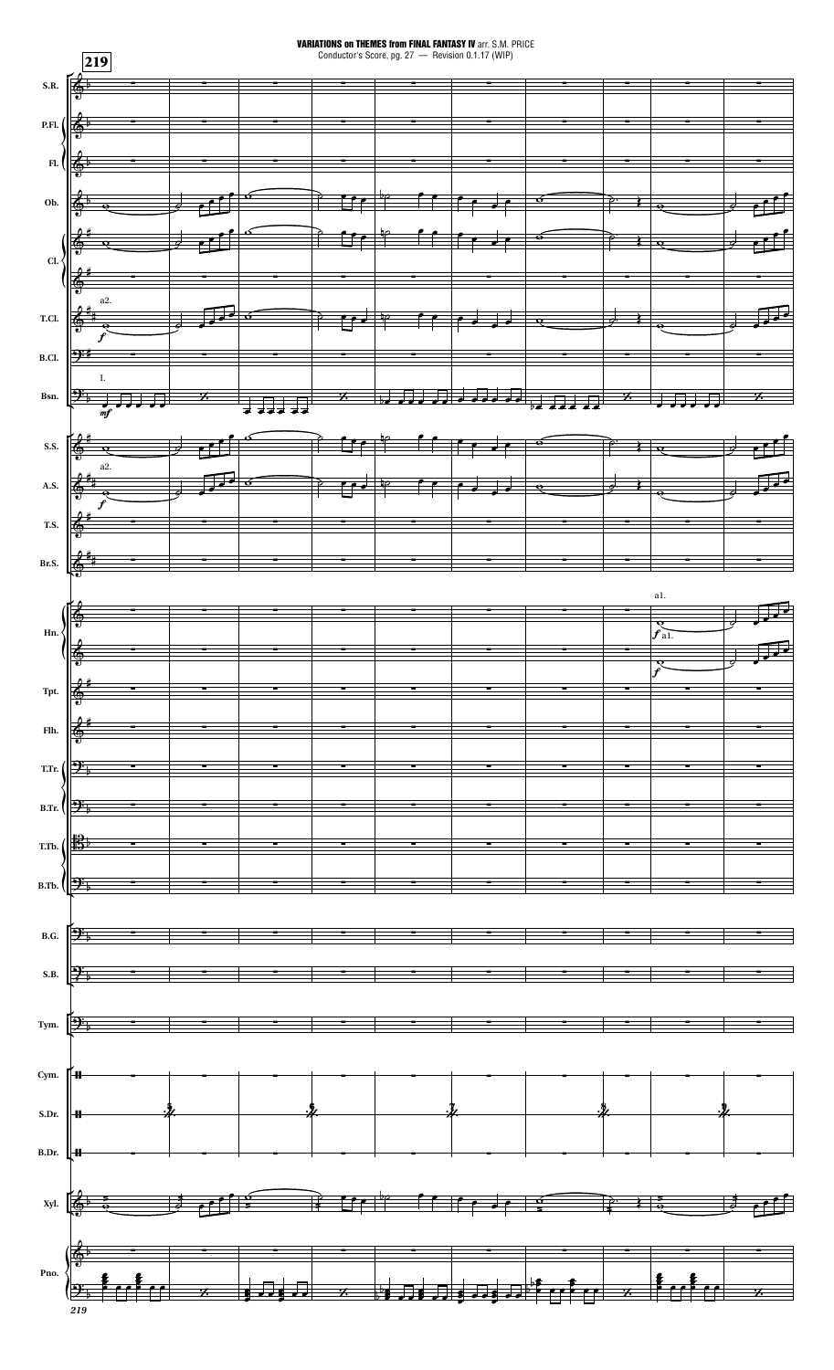**VARIATIONS on THEMES from FINAL FANTASY IV** arr. S.M. PRICE
Conductor's Score, pg. 27 — Revision 0.1.17 (WIP)

219

S.R.
P.Fl.
Fl.
Ob.
Cl.
T.Cl.
B.Cl.
Bsn.
S.S.
A.S.
T.S.
Br.S.
Hn.
Tpt.
Flh.
T.Tr.
B.Tr.
T.Tb.
B.Tb.
B.G.
S.B.
Tym.
Cym.
S.Dr.
B.Dr.
Xyl.
Pno.

219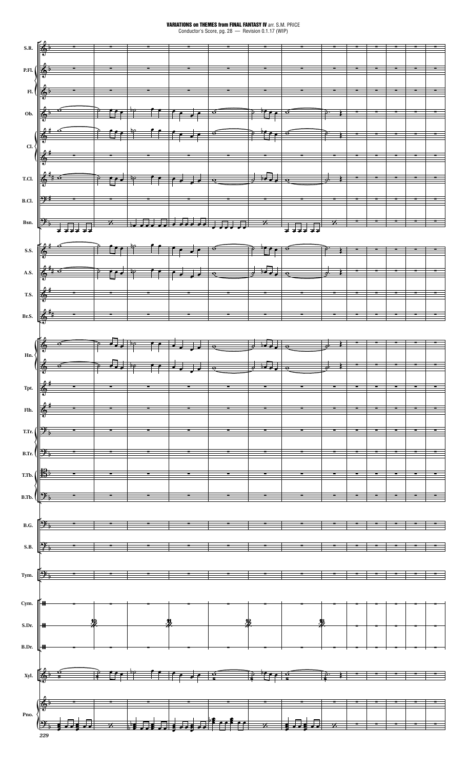VARIATIONS on THEMES from FINAL FANTASY IV arr. S.M. PRICE

Conductor's Score, pg. 28 — Revision 0.1.17 (WIP)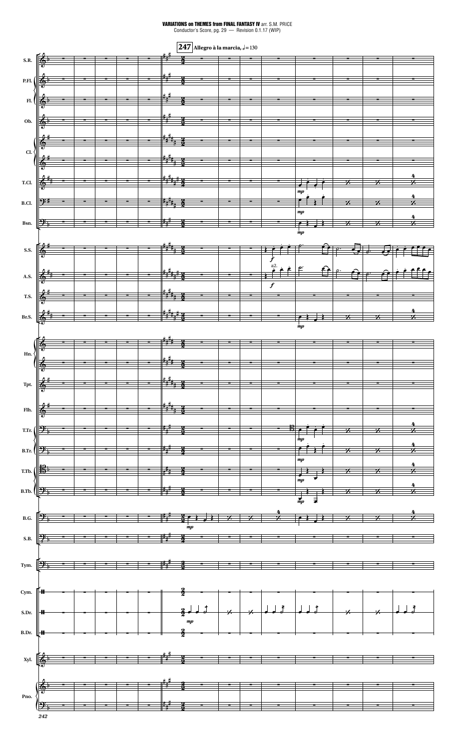**247** **Allegro à la marcia,** ♩ = 130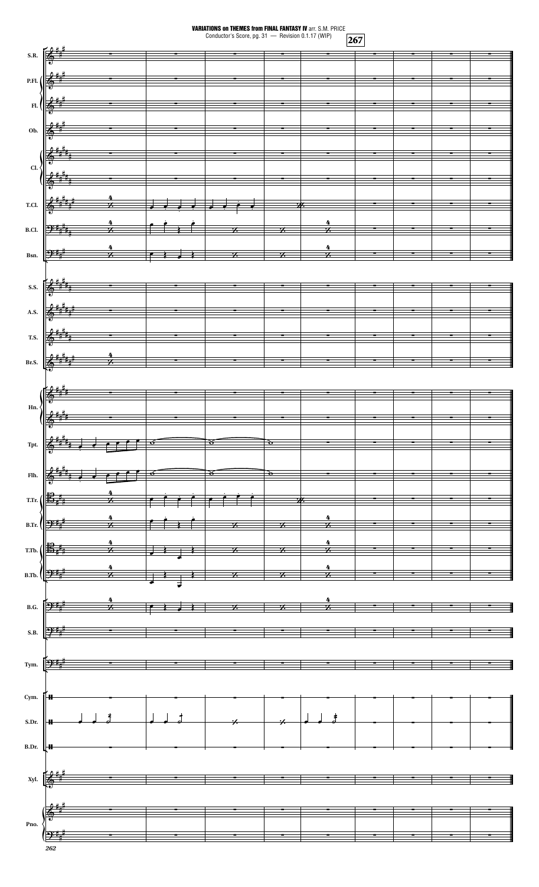**VARIATIONS on THEMES from FINAL FANTASY IV** arr. S.M. PRICE

267